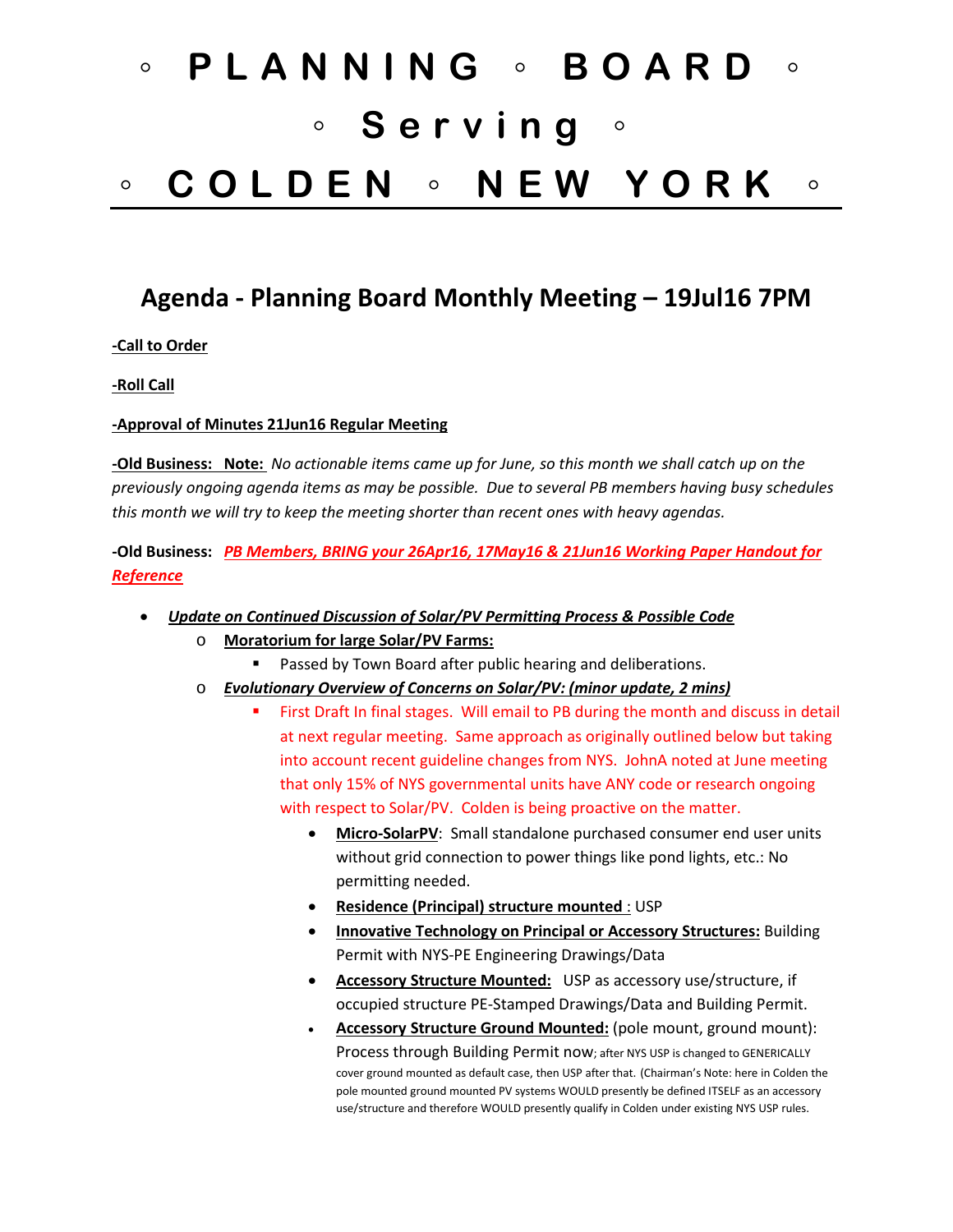# ◦ PLANNING ◦ BOARD ◦
# ◦ Serving ◦
# ◦ COLDEN ◦ NEW YORK ◦

---

## Agenda - Planning Board Monthly Meeting – 19Jul16 7PM

**-Call to Order**

**-Roll Call**

**-Approval of Minutes 21Jun16 Regular Meeting**

**-Old Business: Note:** *No actionable items came up for June, so this month we shall catch up on the previously ongoing agenda items as may be possible. Due to several PB members having busy schedules this month we will try to keep the meeting shorter than recent ones with heavy agendas.*

**-Old Business:** ***PB Members, BRING your 26Apr16, 17May16 & 21Jun16 Working Paper Handout for Reference***

- ***Update on Continued Discussion of Solar/PV Permitting Process & Possible Code***
  - **Moratorium for large Solar/PV Farms:**
    - Passed by Town Board after public hearing and deliberations.
  - ***Evolutionary Overview of Concerns on Solar/PV: (minor update, 2 mins)***
    - First Draft In final stages. Will email to PB during the month and discuss in detail at next regular meeting. Same approach as originally outlined below but taking into account recent guideline changes from NYS. JohnA noted at June meeting that only 15% of NYS governmental units have ANY code or research ongoing with respect to Solar/PV. Colden is being proactive on the matter.
      - **Micro-SolarPV**: Small standalone purchased consumer end user units without grid connection to power things like pond lights, etc.: No permitting needed.
      - **Residence (Principal) structure mounted** : USP
      - **Innovative Technology on Principal or Accessory Structures:** Building Permit with NYS-PE Engineering Drawings/Data
      - **Accessory Structure Mounted:** USP as accessory use/structure, if occupied structure PE-Stamped Drawings/Data and Building Permit.
      - **Accessory Structure Ground Mounted:** (pole mount, ground mount): Process through Building Permit now; after NYS USP is changed to GENERICALLY cover ground mounted as default case, then USP after that. (Chairman's Note: here in Colden the pole mounted ground mounted PV systems WOULD presently be defined ITSELF as an accessory use/structure and therefore WOULD presently qualify in Colden under existing NYS USP rules.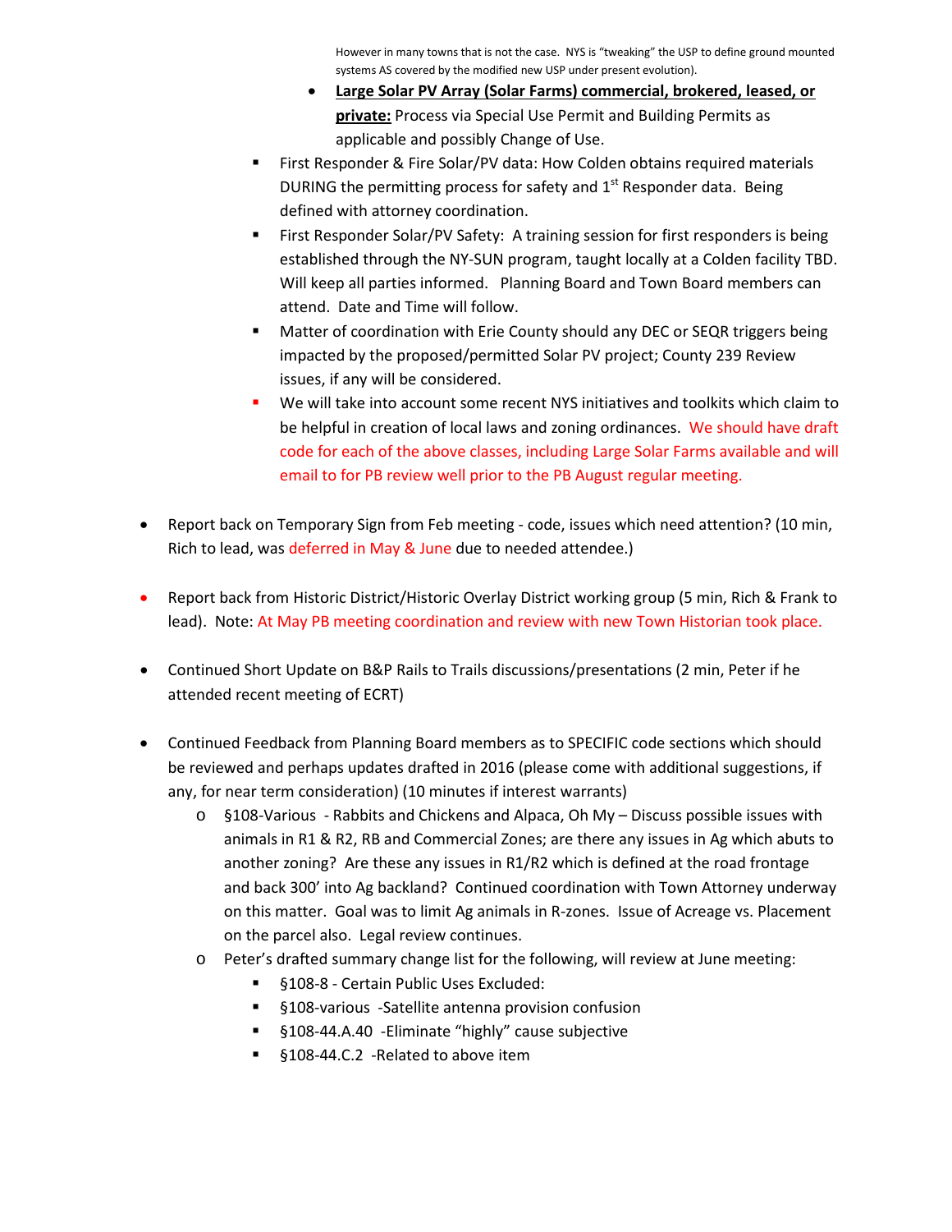However in many towns that is not the case. NYS is "tweaking" the USP to define ground mounted systems AS covered by the modified new USP under present evolution).

      - **Large Solar PV Array (Solar Farms) commercial, brokered, leased, or private:** Process via Special Use Permit and Building Permits as applicable and possibly Change of Use.
    - First Responder & Fire Solar/PV data: How Colden obtains required materials DURING the permitting process for safety and 1st Responder data. Being defined with attorney coordination.
    - First Responder Solar/PV Safety: A training session for first responders is being established through the NY-SUN program, taught locally at a Colden facility TBD. Will keep all parties informed. Planning Board and Town Board members can attend. Date and Time will follow.
    - Matter of coordination with Erie County should any DEC or SEQR triggers being impacted by the proposed/permitted Solar PV project; County 239 Review issues, if any will be considered.
    - We will take into account some recent NYS initiatives and toolkits which claim to be helpful in creation of local laws and zoning ordinances. We should have draft code for each of the above classes, including Large Solar Farms available and will email to for PB review well prior to the PB August regular meeting.

- Report back on Temporary Sign from Feb meeting - code, issues which need attention? (10 min, Rich to lead, was deferred in May & June due to needed attendee.)

- Report back from Historic District/Historic Overlay District working group (5 min, Rich & Frank to lead). Note: At May PB meeting coordination and review with new Town Historian took place.

- Continued Short Update on B&P Rails to Trails discussions/presentations (2 min, Peter if he attended recent meeting of ECRT)

- Continued Feedback from Planning Board members as to SPECIFIC code sections which should be reviewed and perhaps updates drafted in 2016 (please come with additional suggestions, if any, for near term consideration) (10 minutes if interest warrants)
  - §108-Various - Rabbits and Chickens and Alpaca, Oh My – Discuss possible issues with animals in R1 & R2, RB and Commercial Zones; are there any issues in Ag which abuts to another zoning? Are these any issues in R1/R2 which is defined at the road frontage and back 300' into Ag backland? Continued coordination with Town Attorney underway on this matter. Goal was to limit Ag animals in R-zones. Issue of Acreage vs. Placement on the parcel also. Legal review continues.
  - Peter's drafted summary change list for the following, will review at June meeting:
    - §108-8 - Certain Public Uses Excluded:
    - §108-various -Satellite antenna provision confusion
    - §108-44.A.40 -Eliminate "highly" cause subjective
    - §108-44.C.2 -Related to above item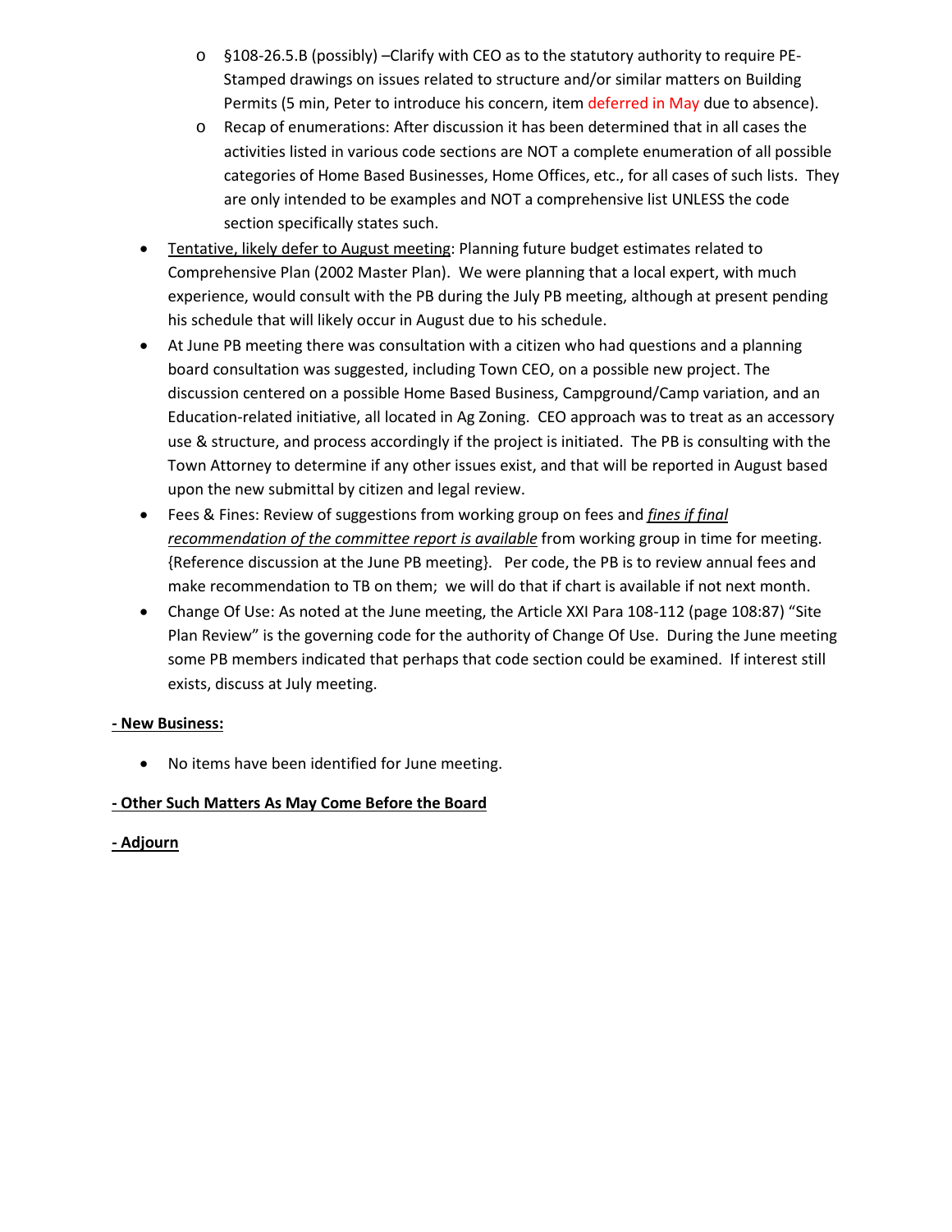- §108-26.5.B (possibly) –Clarify with CEO as to the statutory authority to require PE-Stamped drawings on issues related to structure and/or similar matters on Building Permits (5 min, Peter to introduce his concern, item deferred in May due to absence).
  - Recap of enumerations: After discussion it has been determined that in all cases the activities listed in various code sections are NOT a complete enumeration of all possible categories of Home Based Businesses, Home Offices, etc., for all cases of such lists. They are only intended to be examples and NOT a comprehensive list UNLESS the code section specifically states such.
- Tentative, likely defer to August meeting: Planning future budget estimates related to Comprehensive Plan (2002 Master Plan). We were planning that a local expert, with much experience, would consult with the PB during the July PB meeting, although at present pending his schedule that will likely occur in August due to his schedule.
- At June PB meeting there was consultation with a citizen who had questions and a planning board consultation was suggested, including Town CEO, on a possible new project. The discussion centered on a possible Home Based Business, Campground/Camp variation, and an Education-related initiative, all located in Ag Zoning. CEO approach was to treat as an accessory use & structure, and process accordingly if the project is initiated. The PB is consulting with the Town Attorney to determine if any other issues exist, and that will be reported in August based upon the new submittal by citizen and legal review.
- Fees & Fines: Review of suggestions from working group on fees and ***fines if final recommendation of the committee report is available*** from working group in time for meeting. {Reference discussion at the June PB meeting}. Per code, the PB is to review annual fees and make recommendation to TB on them; we will do that if chart is available if not next month.
- Change Of Use: As noted at the June meeting, the Article XXI Para 108-112 (page 108:87) "Site Plan Review" is the governing code for the authority of Change Of Use. During the June meeting some PB members indicated that perhaps that code section could be examined. If interest still exists, discuss at July meeting.

**- New Business:**

- No items have been identified for June meeting.

**- Other Such Matters As May Come Before the Board**

**- Adjourn**